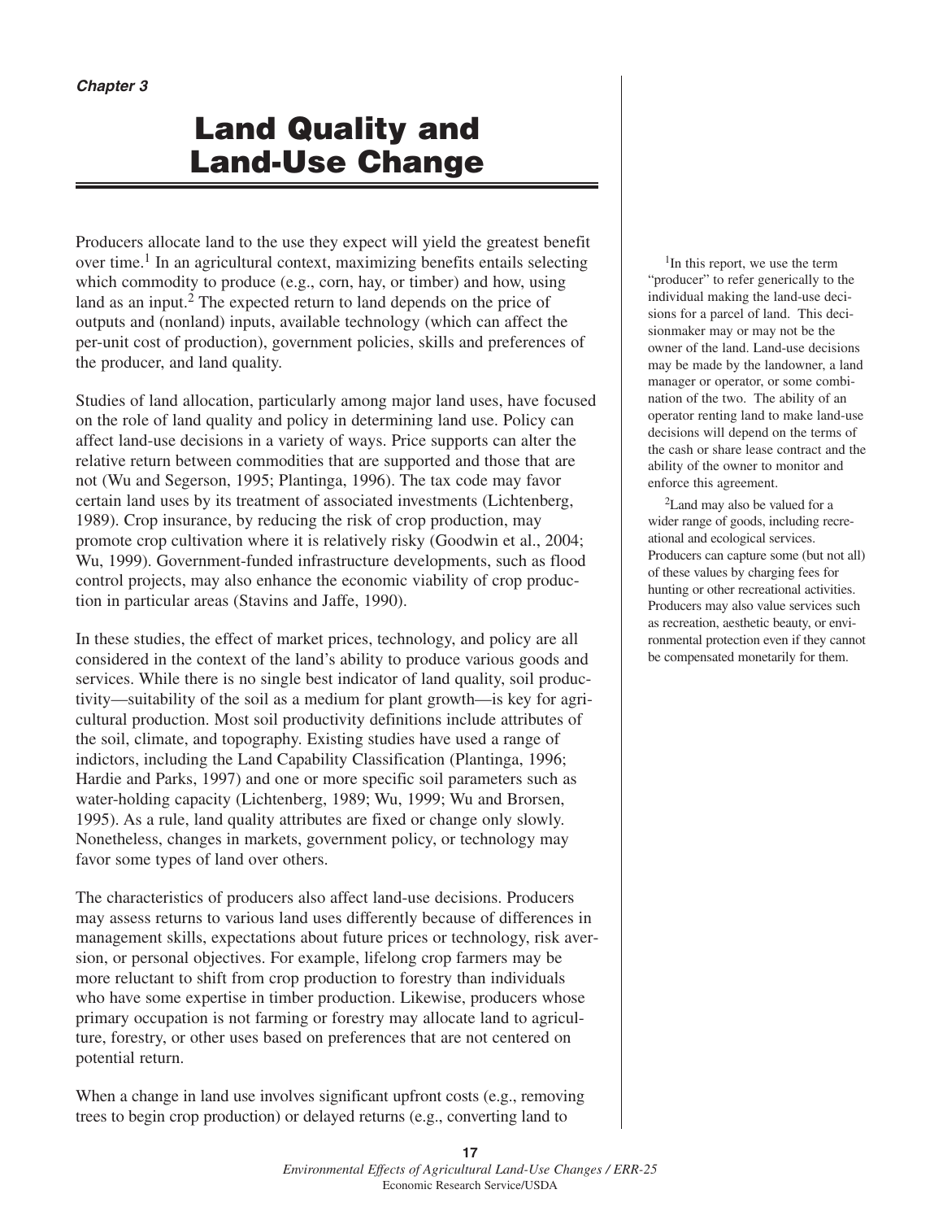*Chapter 3*

# Land Quality and Land-Use Change

Producers allocate land to the use they expect will yield the greatest benefit over time.[1] In an agricultural context, maximizing benefits entails selecting which commodity to produce (e.g., corn, hay, or timber) and how, using land as an input.[2] The expected return to land depends on the price of outputs and (nonland) inputs, available technology (which can affect the per-unit cost of production), government policies, skills and preferences of the producer, and land quality.

Studies of land allocation, particularly among major land uses, have focused on the role of land quality and policy in determining land use. Policy can affect land-use decisions in a variety of ways. Price supports can alter the relative return between commodities that are supported and those that are not (Wu and Segerson, 1995; Plantinga, 1996). The tax code may favor certain land uses by its treatment of associated investments (Lichtenberg, 1989). Crop insurance, by reducing the risk of crop production, may promote crop cultivation where it is relatively risky (Goodwin et al., 2004; Wu, 1999). Government-funded infrastructure developments, such as flood control projects, may also enhance the economic viability of crop production in particular areas (Stavins and Jaffe, 1990).

In these studies, the effect of market prices, technology, and policy are all considered in the context of the land's ability to produce various goods and services. While there is no single best indicator of land quality, soil productivity—suitability of the soil as a medium for plant growth—is key for agricultural production. Most soil productivity definitions include attributes of the soil, climate, and topography. Existing studies have used a range of indictors, including the Land Capability Classification (Plantinga, 1996; Hardie and Parks, 1997) and one or more specific soil parameters such as water-holding capacity (Lichtenberg, 1989; Wu, 1999; Wu and Brorsen, 1995). As a rule, land quality attributes are fixed or change only slowly. Nonetheless, changes in markets, government policy, or technology may favor some types of land over others.

The characteristics of producers also affect land-use decisions. Producers may assess returns to various land uses differently because of differences in management skills, expectations about future prices or technology, risk aversion, or personal objectives. For example, lifelong crop farmers may be more reluctant to shift from crop production to forestry than individuals who have some expertise in timber production. Likewise, producers whose primary occupation is not farming or forestry may allocate land to agriculture, forestry, or other uses based on preferences that are not centered on potential return.

When a change in land use involves significant upfront costs (e.g., removing trees to begin crop production) or delayed returns (e.g., converting land to

[1] In this report, we use the term "producer" to refer generically to the individual making the land-use decisions for a parcel of land. This decisionmaker may or may not be the owner of the land. Land-use decisions may be made by the landowner, a land manager or operator, or some combination of the two. The ability of an operator renting land to make land-use decisions will depend on the terms of the cash or share lease contract and the ability of the owner to monitor and enforce this agreement.

[2] Land may also be valued for a wider range of goods, including recreational and ecological services. Producers can capture some (but not all) of these values by charging fees for hunting or other recreational activities. Producers may also value services such as recreation, aesthetic beauty, or environmental protection even if they cannot be compensated monetarily for them.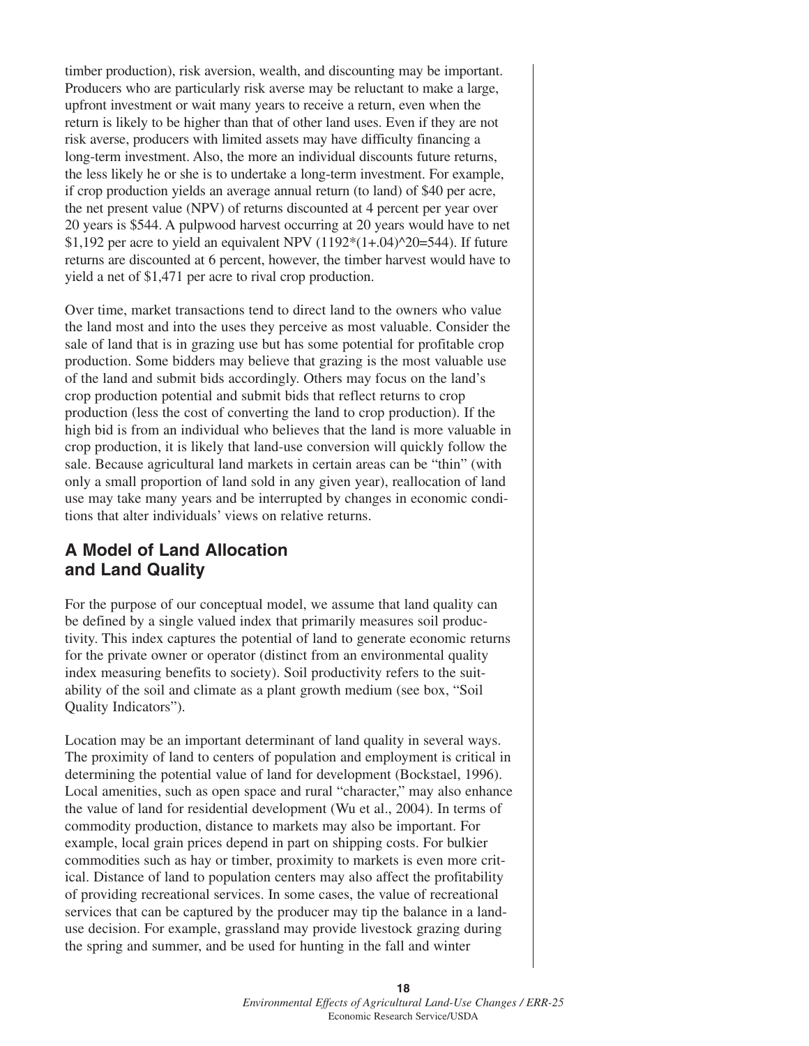timber production), risk aversion, wealth, and discounting may be important. Producers who are particularly risk averse may be reluctant to make a large, upfront investment or wait many years to receive a return, even when the return is likely to be higher than that of other land uses. Even if they are not risk averse, producers with limited assets may have difficulty financing a long-term investment. Also, the more an individual discounts future returns, the less likely he or she is to undertake a long-term investment. For example, if crop production yields an average annual return (to land) of $40 per acre, the net present value (NPV) of returns discounted at 4 percent per year over 20 years is $544. A pulpwood harvest occurring at 20 years would have to net $1,192 per acre to yield an equivalent NPV (1192*(1+.04)^20=544). If future returns are discounted at 6 percent, however, the timber harvest would have to yield a net of $1,471 per acre to rival crop production.

Over time, market transactions tend to direct land to the owners who value the land most and into the uses they perceive as most valuable. Consider the sale of land that is in grazing use but has some potential for profitable crop production. Some bidders may believe that grazing is the most valuable use of the land and submit bids accordingly. Others may focus on the land's crop production potential and submit bids that reflect returns to crop production (less the cost of converting the land to crop production). If the high bid is from an individual who believes that the land is more valuable in crop production, it is likely that land-use conversion will quickly follow the sale. Because agricultural land markets in certain areas can be "thin" (with only a small proportion of land sold in any given year), reallocation of land use may take many years and be interrupted by changes in economic conditions that alter individuals' views on relative returns.

## A Model of Land Allocation and Land Quality

For the purpose of our conceptual model, we assume that land quality can be defined by a single valued index that primarily measures soil productivity. This index captures the potential of land to generate economic returns for the private owner or operator (distinct from an environmental quality index measuring benefits to society). Soil productivity refers to the suitability of the soil and climate as a plant growth medium (see box, "Soil Quality Indicators").

Location may be an important determinant of land quality in several ways. The proximity of land to centers of population and employment is critical in determining the potential value of land for development (Bockstael, 1996). Local amenities, such as open space and rural "character," may also enhance the value of land for residential development (Wu et al., 2004). In terms of commodity production, distance to markets may also be important. For example, local grain prices depend in part on shipping costs. For bulkier commodities such as hay or timber, proximity to markets is even more critical. Distance of land to population centers may also affect the profitability of providing recreational services. In some cases, the value of recreational services that can be captured by the producer may tip the balance in a land-use decision. For example, grassland may provide livestock grazing during the spring and summer, and be used for hunting in the fall and winter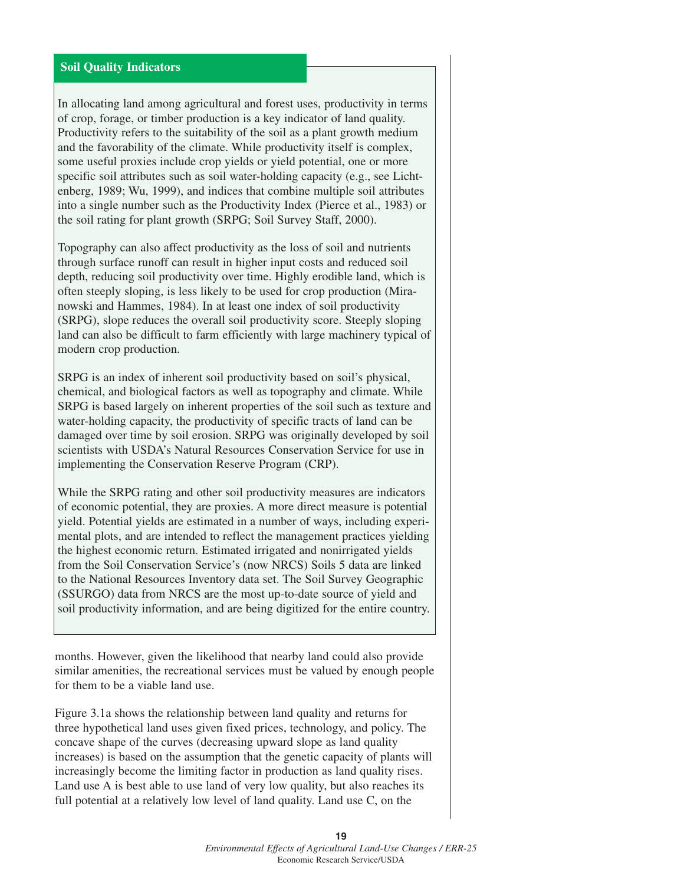## Soil Quality Indicators

In allocating land among agricultural and forest uses, productivity in terms of crop, forage, or timber production is a key indicator of land quality. Productivity refers to the suitability of the soil as a plant growth medium and the favorability of the climate. While productivity itself is complex, some useful proxies include crop yields or yield potential, one or more specific soil attributes such as soil water-holding capacity (e.g., see Lichtenberg, 1989; Wu, 1999), and indices that combine multiple soil attributes into a single number such as the Productivity Index (Pierce et al., 1983) or the soil rating for plant growth (SRPG; Soil Survey Staff, 2000).

Topography can also affect productivity as the loss of soil and nutrients through surface runoff can result in higher input costs and reduced soil depth, reducing soil productivity over time. Highly erodible land, which is often steeply sloping, is less likely to be used for crop production (Miranowski and Hammes, 1984). In at least one index of soil productivity (SRPG), slope reduces the overall soil productivity score. Steeply sloping land can also be difficult to farm efficiently with large machinery typical of modern crop production.

SRPG is an index of inherent soil productivity based on soil's physical, chemical, and biological factors as well as topography and climate. While SRPG is based largely on inherent properties of the soil such as texture and water-holding capacity, the productivity of specific tracts of land can be damaged over time by soil erosion. SRPG was originally developed by soil scientists with USDA's Natural Resources Conservation Service for use in implementing the Conservation Reserve Program (CRP).

While the SRPG rating and other soil productivity measures are indicators of economic potential, they are proxies. A more direct measure is potential yield. Potential yields are estimated in a number of ways, including experimental plots, and are intended to reflect the management practices yielding the highest economic return. Estimated irrigated and nonirrigated yields from the Soil Conservation Service's (now NRCS) Soils 5 data are linked to the National Resources Inventory data set. The Soil Survey Geographic (SSURGO) data from NRCS are the most up-to-date source of yield and soil productivity information, and are being digitized for the entire country.

months. However, given the likelihood that nearby land could also provide similar amenities, the recreational services must be valued by enough people for them to be a viable land use.

Figure 3.1a shows the relationship between land quality and returns for three hypothetical land uses given fixed prices, technology, and policy. The concave shape of the curves (decreasing upward slope as land quality increases) is based on the assumption that the genetic capacity of plants will increasingly become the limiting factor in production as land quality rises. Land use A is best able to use land of very low quality, but also reaches its full potential at a relatively low level of land quality. Land use C, on the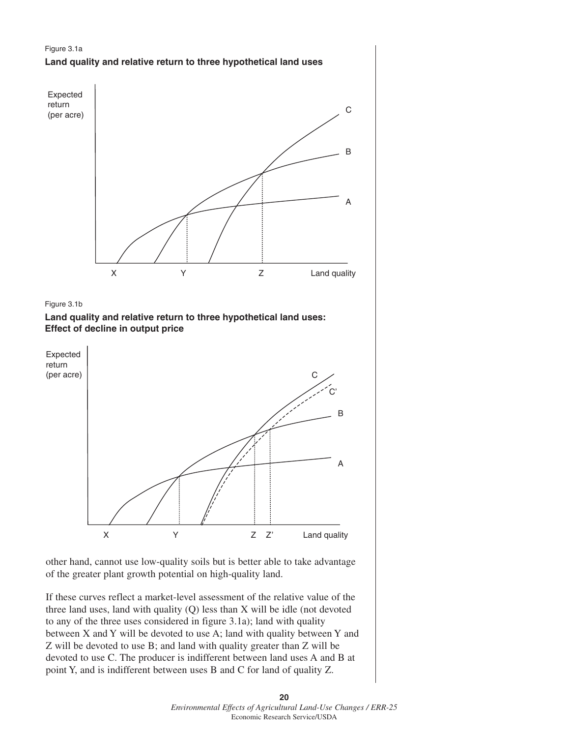Figure 3.1a

**Land quality and relative return to three hypothetical land uses**

Figure 3.1b

**Land quality and relative return to three hypothetical land uses: Effect of decline in output price**

other hand, cannot use low-quality soils but is better able to take advantage of the greater plant growth potential on high-quality land.

If these curves reflect a market-level assessment of the relative value of the three land uses, land with quality (Q) less than X will be idle (not devoted to any of the three uses considered in figure 3.1a); land with quality between X and Y will be devoted to use A; land with quality between Y and Z will be devoted to use B; and land with quality greater than Z will be devoted to use C. The producer is indifferent between land uses A and B at point Y, and is indifferent between uses B and C for land of quality Z.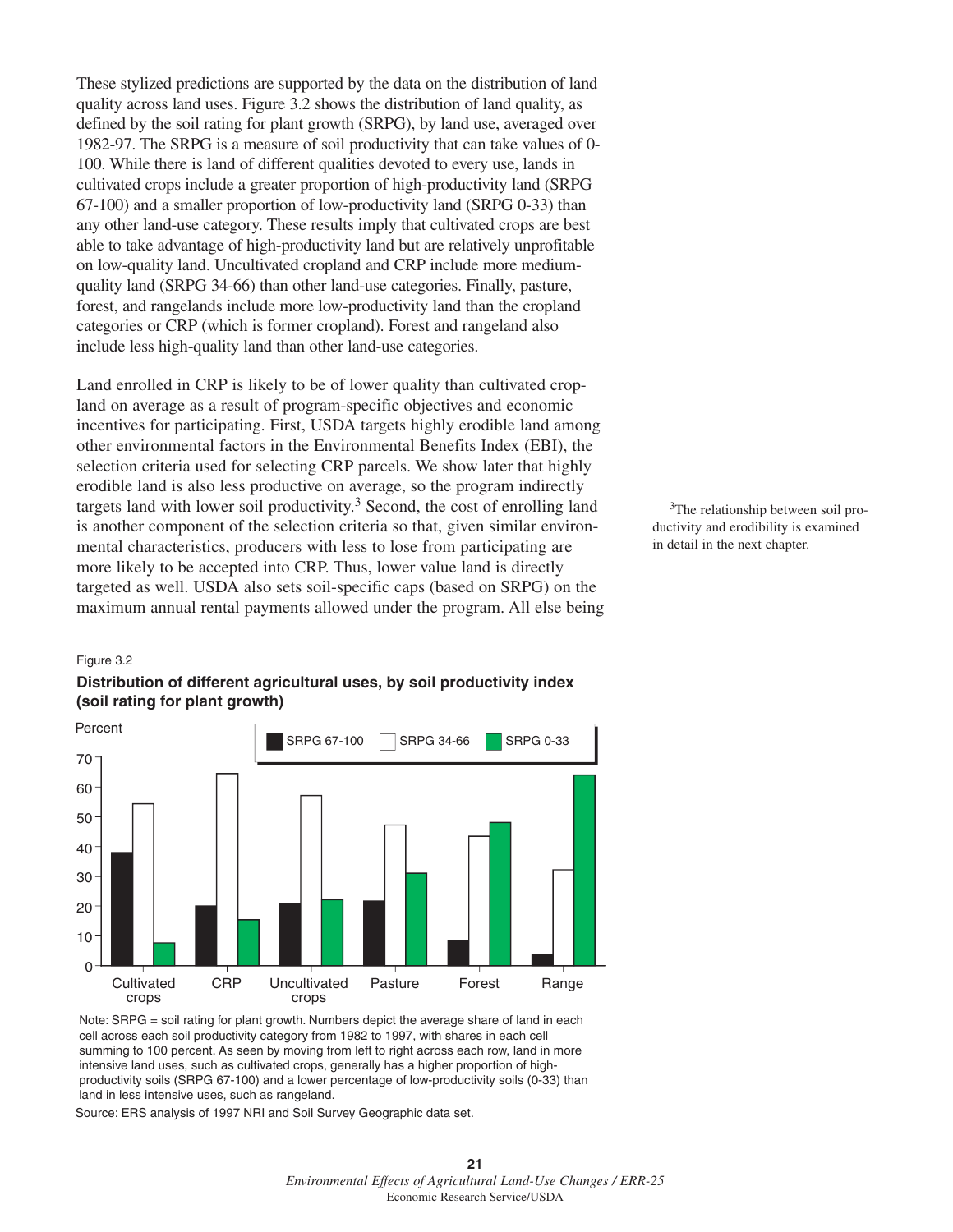These stylized predictions are supported by the data on the distribution of land quality across land uses. Figure 3.2 shows the distribution of land quality, as defined by the soil rating for plant growth (SRPG), by land use, averaged over 1982-97. The SRPG is a measure of soil productivity that can take values of 0-100. While there is land of different qualities devoted to every use, lands in cultivated crops include a greater proportion of high-productivity land (SRPG 67-100) and a smaller proportion of low-productivity land (SRPG 0-33) than any other land-use category. These results imply that cultivated crops are best able to take advantage of high-productivity land but are relatively unprofitable on low-quality land. Uncultivated cropland and CRP include more medium-quality land (SRPG 34-66) than other land-use categories. Finally, pasture, forest, and rangelands include more low-productivity land than the cropland categories or CRP (which is former cropland). Forest and rangeland also include less high-quality land than other land-use categories.

Land enrolled in CRP is likely to be of lower quality than cultivated cropland on average as a result of program-specific objectives and economic incentives for participating. First, USDA targets highly erodible land among other environmental factors in the Environmental Benefits Index (EBI), the selection criteria used for selecting CRP parcels. We show later that highly erodible land is also less productive on average, so the program indirectly targets land with lower soil productivity.[3] Second, the cost of enrolling land is another component of the selection criteria so that, given similar environmental characteristics, producers with less to lose from participating are more likely to be accepted into CRP. Thus, lower value land is directly targeted as well. USDA also sets soil-specific caps (based on SRPG) on the maximum annual rental payments allowed under the program. All else being

[3]The relationship between soil productivity and erodibility is examined in detail in the next chapter.

Figure 3.2

**Distribution of different agricultural uses, by soil productivity index (soil rating for plant growth)**

Percent

| | SRPG 67-100 | SRPG 34-66 | SRPG 0-33 |
|---|---|---|---|
| Cultivated crops | 38 | 54 | 8 |
| CRP | 20 | 64 | 15 |
| Uncultivated crops | 21 | 57 | 22 |
| Pasture | 22 | 47 | 31 |
| Forest | 8 | 43 | 48 |
| Range | 4 | 32 | 64 |

Note: SRPG = soil rating for plant growth. Numbers depict the average share of land in each cell across each soil productivity category from 1982 to 1997, with shares in each cell summing to 100 percent. As seen by moving from left to right across each row, land in more intensive land uses, such as cultivated crops, generally has a higher proportion of high-productivity soils (SRPG 67-100) and a lower percentage of low-productivity soils (0-33) than land in less intensive uses, such as rangeland.

Source: ERS analysis of 1997 NRI and Soil Survey Geographic data set.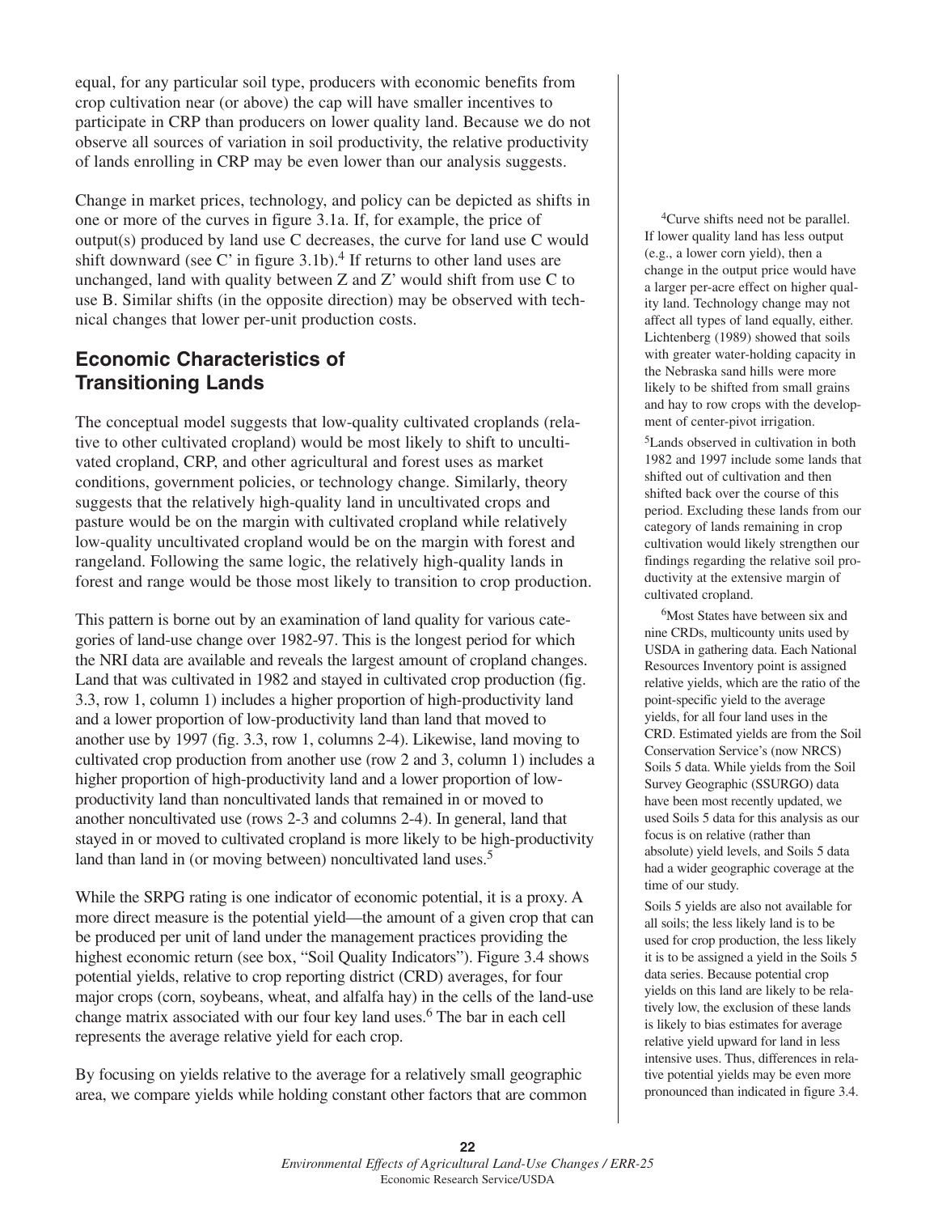equal, for any particular soil type, producers with economic benefits from crop cultivation near (or above) the cap will have smaller incentives to participate in CRP than producers on lower quality land. Because we do not observe all sources of variation in soil productivity, the relative productivity of lands enrolling in CRP may be even lower than our analysis suggests.

Change in market prices, technology, and policy can be depicted as shifts in one or more of the curves in figure 3.1a. If, for example, the price of output(s) produced by land use C decreases, the curve for land use C would shift downward (see C' in figure 3.1b).[4] If returns to other land uses are unchanged, land with quality between Z and Z' would shift from use C to use B. Similar shifts (in the opposite direction) may be observed with technical changes that lower per-unit production costs.

## Economic Characteristics of Transitioning Lands

The conceptual model suggests that low-quality cultivated croplands (relative to other cultivated cropland) would be most likely to shift to uncultivated cropland, CRP, and other agricultural and forest uses as market conditions, government policies, or technology change. Similarly, theory suggests that the relatively high-quality land in uncultivated crops and pasture would be on the margin with cultivated cropland while relatively low-quality uncultivated cropland would be on the margin with forest and rangeland. Following the same logic, the relatively high-quality lands in forest and range would be those most likely to transition to crop production.

This pattern is borne out by an examination of land quality for various categories of land-use change over 1982-97. This is the longest period for which the NRI data are available and reveals the largest amount of cropland changes. Land that was cultivated in 1982 and stayed in cultivated crop production (fig. 3.3, row 1, column 1) includes a higher proportion of high-productivity land and a lower proportion of low-productivity land than land that moved to another use by 1997 (fig. 3.3, row 1, columns 2-4). Likewise, land moving to cultivated crop production from another use (row 2 and 3, column 1) includes a higher proportion of high-productivity lands and a lower proportion of low-productivity land than noncultivated lands that remained in or moved to another noncultivated use (rows 2-3 and columns 2-4). In general, land that stayed in or moved to cultivated cropland is more likely to be high-productivity land than land in (or moving between) noncultivated land uses.[5]

While the SRPG rating is one indicator of economic potential, it is a proxy. A more direct measure is the potential yield—the amount of a given crop that can be produced per unit of land under the management practices providing the highest economic return (see box, "Soil Quality Indicators"). Figure 3.4 shows potential yields, relative to crop reporting district (CRD) averages, for four major crops (corn, soybeans, wheat, and alfalfa hay) in the cells of the land-use change matrix associated with our four key land uses.[6] The bar in each cell represents the average relative yield for each crop.

By focusing on yields relative to the average for a relatively small geographic area, we compare yields while holding constant other factors that are common

[4] Curve shifts need not be parallel. If lower quality land has less output (e.g., a lower corn yield), then a change in the output price would have a larger per-acre effect on higher quality land. Technology change may not affect all types of land equally, either. Lichtenberg (1989) showed that soils with greater water-holding capacity in the Nebraska sand hills were more likely to be shifted from small grains and hay to row crops with the development of center-pivot irrigation.

[5] Lands observed in cultivation in both 1982 and 1997 include some lands that shifted out of cultivation and then shifted back over the course of this period. Excluding these lands from our category of lands remaining in crop cultivation would likely strengthen our findings regarding the relative soil productivity at the extensive margin of cultivated cropland.

[6] Most States have between six and nine CRDs, multicounty units used by USDA in gathering data. Each National Resources Inventory point is assigned relative yields, which are the ratio of the point-specific yield to the average yields, for all four land uses in the CRD. Estimated yields are from the Soil Conservation Service's (now NRCS) Soils 5 data. While yields from the Soil Survey Geographic (SSURGO) data have been most recently updated, we used Soils 5 data for this analysis as our focus is on relative (rather than absolute) yield levels, and Soils 5 data had a wider geographic coverage at the time of our study.

Soils 5 yields are also not available for all soils; the less likely land is to be used for crop production, the less likely it is to be assigned a yield in the Soils 5 data series. Because potential crop yields on this land are likely to be relatively low, the exclusion of these lands is likely to bias estimates for average relative yield upward for land in less intensive uses. Thus, differences in relative potential yields may be even more pronounced than indicated in figure 3.4.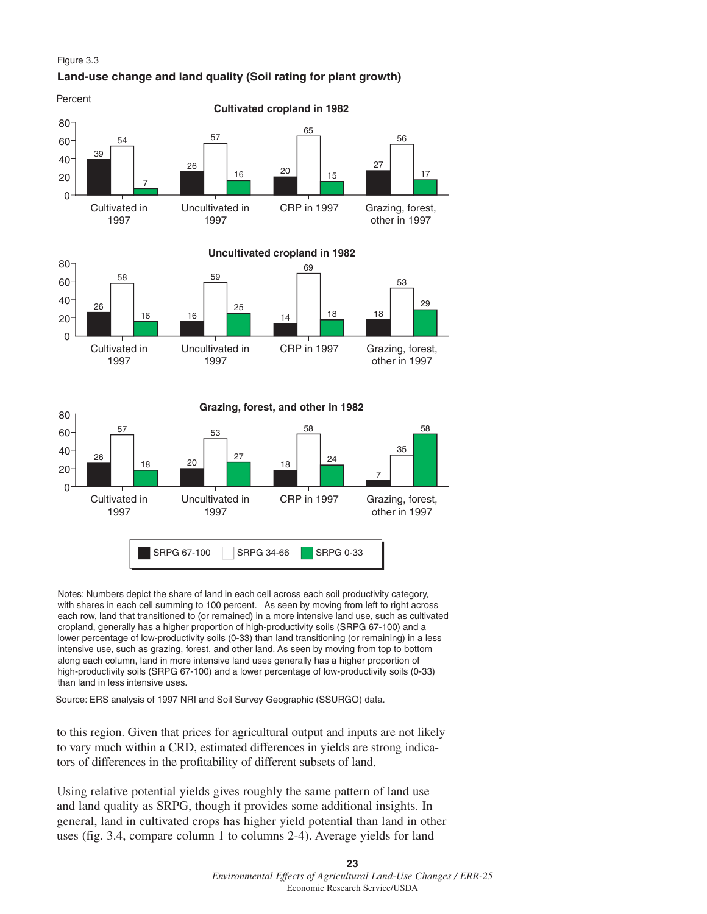Figure 3.3

**Land-use change and land quality (Soil rating for plant growth)**

Percent

**Cultivated cropland in 1982**

| | SRPG 67-100 | SRPG 34-66 | SRPG 0-33 |
|---|---|---|---|
| Cultivated in 1997 | 39 | 54 | 7 |
| Uncultivated in 1997 | 26 | 57 | 16 |
| CRP in 1997 | 20 | 65 | 15 |
| Grazing, forest, other in 1997 | 27 | 56 | 17 |

**Uncultivated cropland in 1982**

| | SRPG 67-100 | SRPG 34-66 | SRPG 0-33 |
|---|---|---|---|
| Cultivated in 1997 | 26 | 58 | 16 |
| Uncultivated in 1997 | 16 | 59 | 25 |
| CRP in 1997 | 14 | 69 | 18 |
| Grazing, forest, other in 1997 | 18 | 53 | 29 |

**Grazing, forest, and other in 1982**

| | SRPG 67-100 | SRPG 34-66 | SRPG 0-33 |
|---|---|---|---|
| Cultivated in 1997 | 26 | 57 | 18 |
| Uncultivated in 1997 | 20 | 53 | 27 |
| CRP in 1997 | 18 | 58 | 24 |
| Grazing, forest, other in 1997 | 7 | 35 | 58 |

Notes: Numbers depict the share of land in each cell across each soil productivity category, with shares in each cell summing to 100 percent. As seen by moving from left to right across each row, land that transitioned to (or remained) in a more intensive land use, such as cultivated cropland, generally has a higher proportion of high-productivity soils (SRPG 67-100) and a lower percentage of low-productivity soils (0-33) than land transitioning (or remaining) in a less intensive use, such as grazing, forest, and other land. As seen by moving from top to bottom along each column, land in more intensive land uses generally has a higher proportion of high-productivity soils (SRPG 67-100) and a lower percentage of low-productivity soils (0-33) than land in less intensive uses.

Source: ERS analysis of 1997 NRI and Soil Survey Geographic (SSURGO) data.

to this region. Given that prices for agricultural output and inputs are not likely to vary much within a CRD, estimated differences in yields are strong indicators of differences in the profitability of different subsets of land.

Using relative potential yields gives roughly the same pattern of land use and land quality as SRPG, though it provides some additional insights. In general, land in cultivated crops has higher yield potential than land in other uses (fig. 3.4, compare column 1 to columns 2-4). Average yields for land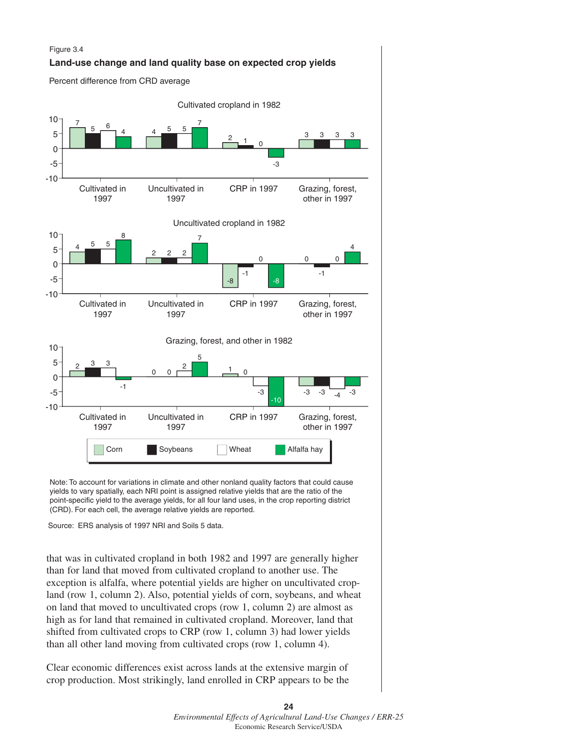Figure 3.4

**Land-use change and land quality base on expected crop yields**

Percent difference from CRD average

| Land use in 1982 | Land use in 1997 | Corn | Soybeans | Wheat | Alfalfa hay |
|---|---|---|---|---|---|
| Cultivated cropland in 1982 | Cultivated in 1997 | 7 | 5 | 6 | 4 |
| | Uncultivated in 1997 | 4 | 5 | 5 | 7 |
| | CRP in 1997 | 2 | 1 | 0 | -3 |
| | Grazing, forest, other in 1997 | 3 | 3 | 3 | 3 |
| Uncultivated cropland in 1982 | Cultivated in 1997 | 4 | 5 | 5 | 8 |
| | Uncultivated in 1997 | 2 | 2 | 2 | 7 |
| | CRP in 1997 | -8 | -1 | 0 | -8 |
| | Grazing, forest, other in 1997 | 0 | -1 | 0 | 4 |
| Grazing, forest, and other in 1982 | Cultivated in 1997 | 2 | 3 | 3 | -1 |
| | Uncultivated in 1997 | 0 | 0 | 2 | 5 |
| | CRP in 1997 | 1 | 0 | -3 | -10 |
| | Grazing, forest, other in 1997 | -3 | -3 | -4 | -3 |

Note: To account for variations in climate and other nonland quality factors that could cause yields to vary spatially, each NRI point is assigned relative yields that are the ratio of the point-specific yield to the average yields, for all four land uses, in the crop reporting district (CRD). For each cell, the average relative yields are reported.

Source: ERS analysis of 1997 NRI and Soils 5 data.

that was in cultivated cropland in both 1982 and 1997 are generally higher than for land that moved from cultivated cropland to another use. The exception is alfalfa, where potential yields are higher on uncultivated cropland (row 1, column 2). Also, potential yields of corn, soybeans, and wheat on land that moved to uncultivated crops (row 1, column 2) are almost as high as for land that remained in cultivated cropland. Moreover, land that shifted from cultivated crops to CRP (row 1, column 3) had lower yields than all other land moving from cultivated crops (row 1, column 4).

Clear economic differences exist across lands at the extensive margin of crop production. Most strikingly, land enrolled in CRP appears to be the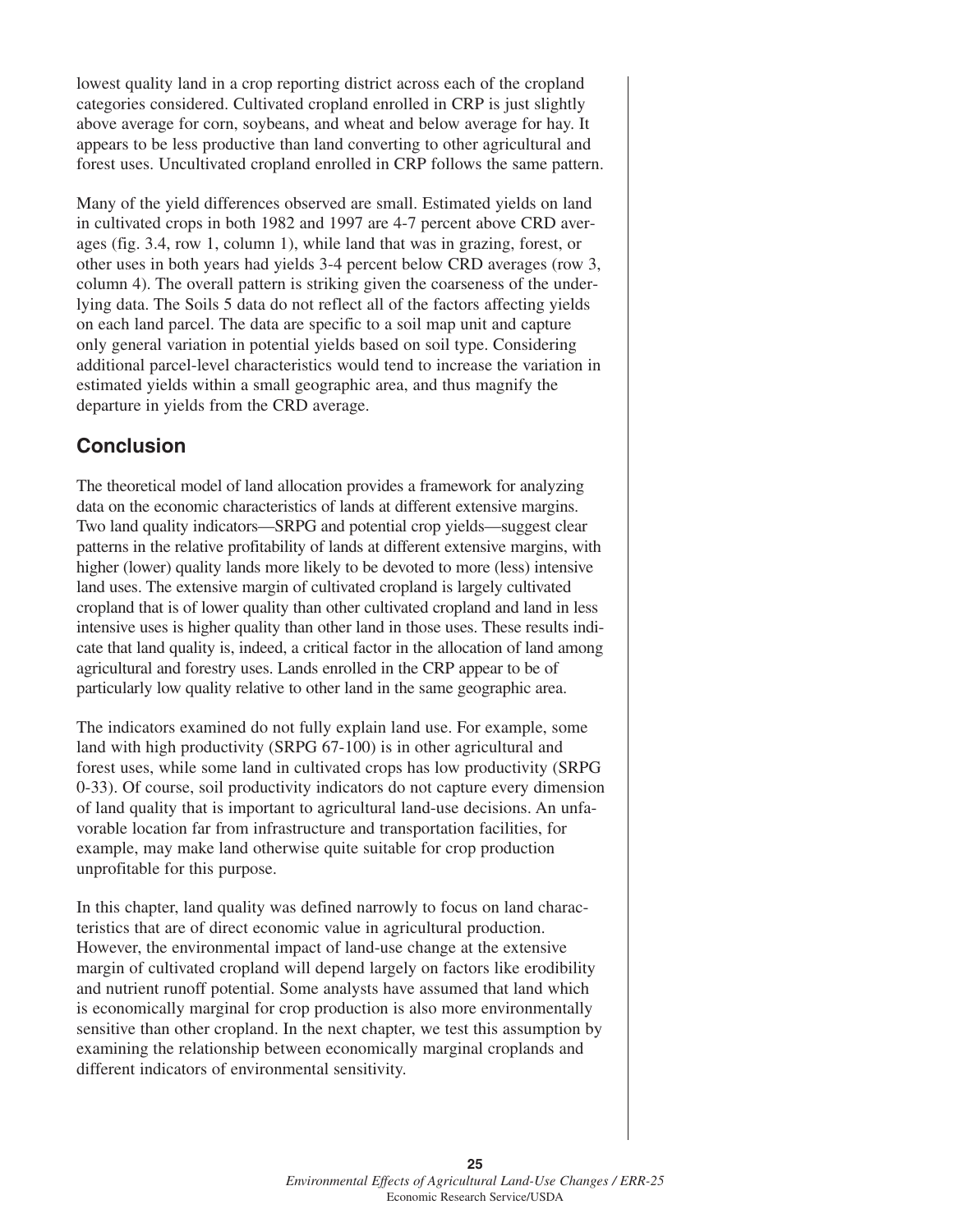lowest quality land in a crop reporting district across each of the cropland categories considered. Cultivated cropland enrolled in CRP is just slightly above average for corn, soybeans, and wheat and below average for hay. It appears to be less productive than land converting to other agricultural and forest uses. Uncultivated cropland enrolled in CRP follows the same pattern.

Many of the yield differences observed are small. Estimated yields on land in cultivated crops in both 1982 and 1997 are 4-7 percent above CRD averages (fig. 3.4, row 1, column 1), while land that was in grazing, forest, or other uses in both years had yields 3-4 percent below CRD averages (row 3, column 4). The overall pattern is striking given the coarseness of the underlying data. The Soils 5 data do not reflect all of the factors affecting yields on each land parcel. The data are specific to a soil map unit and capture only general variation in potential yields based on soil type. Considering additional parcel-level characteristics would tend to increase the variation in estimated yields within a small geographic area, and thus magnify the departure in yields from the CRD average.

## Conclusion

The theoretical model of land allocation provides a framework for analyzing data on the economic characteristics of lands at different extensive margins. Two land quality indicators—SRPG and potential crop yields—suggest clear patterns in the relative profitability of lands at different extensive margins, with higher (lower) quality lands more likely to be devoted to more (less) intensive land uses. The extensive margin of cultivated cropland is largely cultivated cropland that is of lower quality than other cultivated cropland and land in less intensive uses is higher quality than other land in those uses. These results indicate that land quality is, indeed, a critical factor in the allocation of land among agricultural and forestry uses. Lands enrolled in the CRP appear to be of particularly low quality relative to other land in the same geographic area.

The indicators examined do not fully explain land use. For example, some land with high productivity (SRPG 67-100) is in other agricultural and forest uses, while some land in cultivated crops has low productivity (SRPG 0-33). Of course, soil productivity indicators do not capture every dimension of land quality that is important to agricultural land-use decisions. An unfavorable location far from infrastructure and transportation facilities, for example, may make land otherwise quite suitable for crop production unprofitable for this purpose.

In this chapter, land quality was defined narrowly to focus on land characteristics that are of direct economic value in agricultural production. However, the environmental impact of land-use change at the extensive margin of cultivated cropland will depend largely on factors like erodibility and nutrient runoff potential. Some analysts have assumed that land which is economically marginal for crop production is also more environmentally sensitive than other cropland. In the next chapter, we test this assumption by examining the relationship between economically marginal croplands and different indicators of environmental sensitivity.